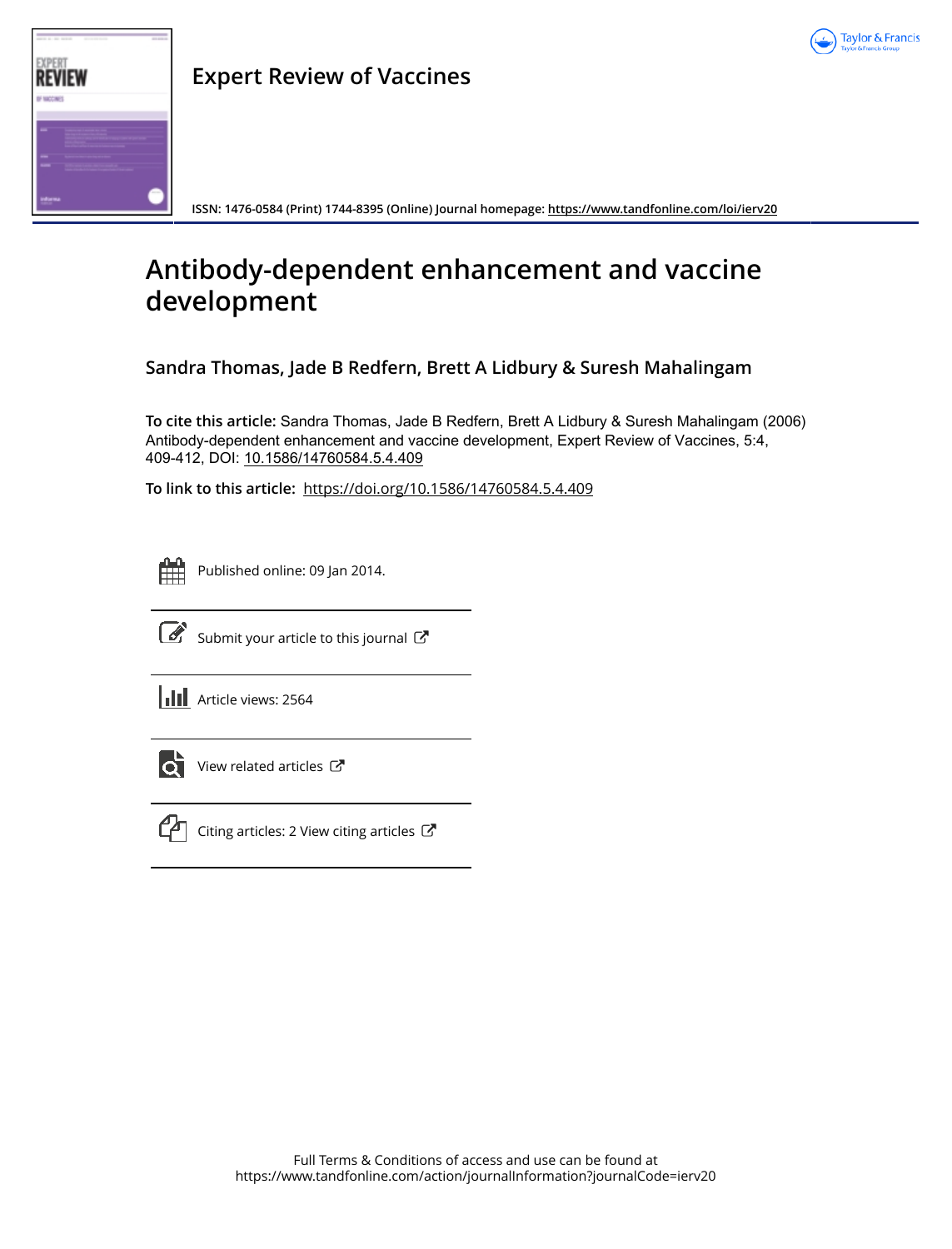Expert Review of Vaccines

ISSN: 1476-0584 (Print) 1744-8395 (Online) Journal homepage: https://www.tandfonline.com/loi/ierv20

# Antibody-dependent enhancement and vaccine development

**Sandra Thomas, Jade B Redfern, Brett A Lidbury & Suresh Mahalingam**

**To cite this article:** Sandra Thomas, Jade B Redfern, Brett A Lidbury & Suresh Mahalingam (2006) Antibody-dependent enhancement and vaccine development, Expert Review of Vaccines, 5:4, 409-412, DOI: 10.1586/14760584.5.4.409

**To link to this article:** https://doi.org/10.1586/14760584.5.4.409

Published online: 09 Jan 2014.

Submit your article to this journal

Article views: 2564

View related articles

Citing articles: 2 View citing articles

Full Terms & Conditions of access and use can be found at
https://www.tandfonline.com/action/journalInformation?journalCode=ierv20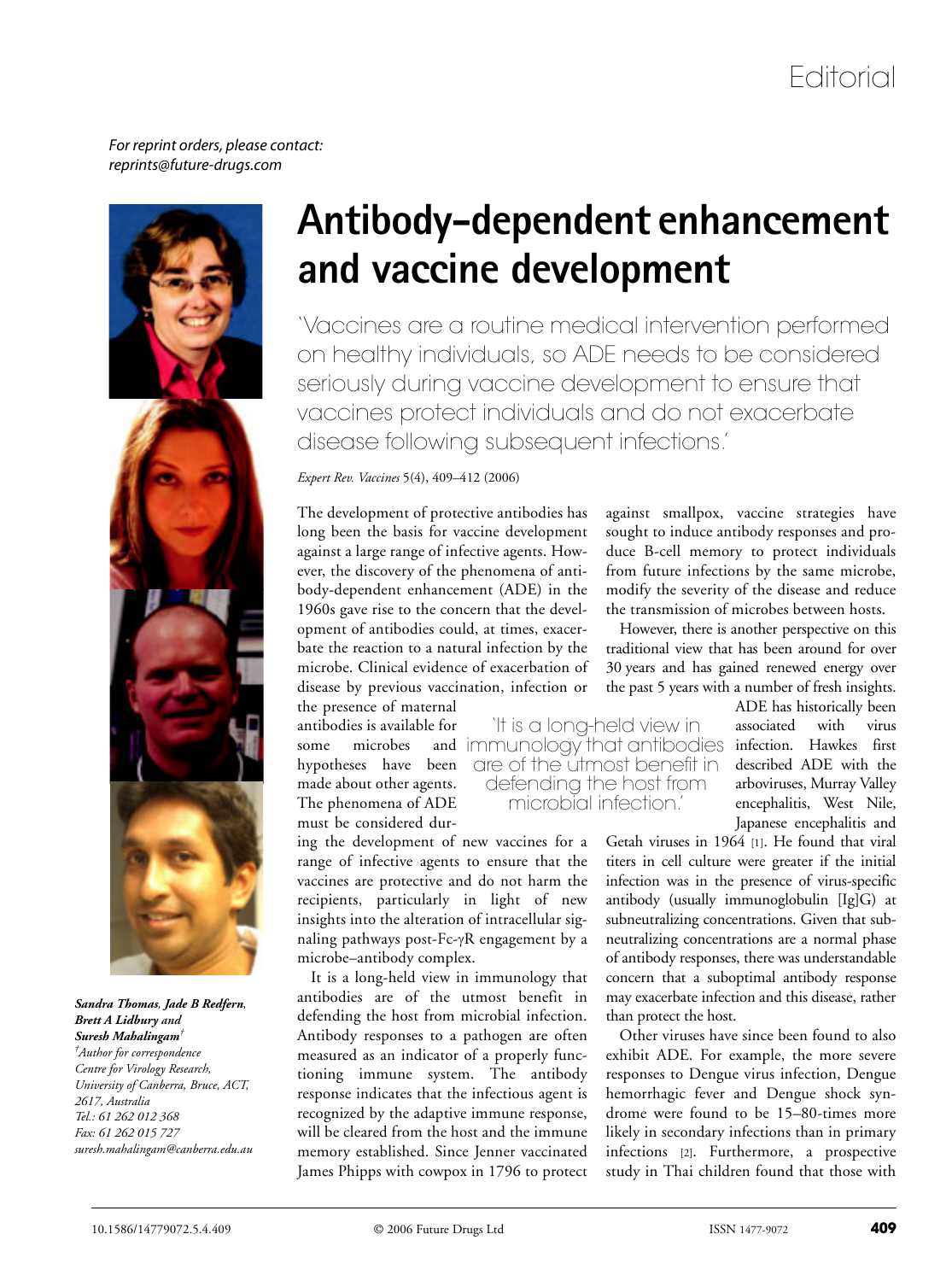Editorial

*For reprint orders, please contact: reprints@future-drugs.com*

# Antibody-dependent enhancement and vaccine development

'Vaccines are a routine medical intervention performed on healthy individuals, so ADE needs to be considered seriously during vaccine development to ensure that vaccines protect individuals and do not exacerbate disease following subsequent infections.'

*Expert Rev. Vaccines* 5(4), 409–412 (2006)

***Sandra Thomas, Jade B Redfern, Brett A Lidbury and Suresh Mahalingam***[†]

[†]*Author for correspondence*
*Centre for Virology Research, University of Canberra, Bruce, ACT, 2617, Australia*
*Tel.: 61 262 012 368*
*Fax: 61 262 015 727*
*suresh.mahalingam@canberra.edu.au*

The development of protective antibodies has long been the basis for vaccine development against a large range of infective agents. However, the discovery of the phenomena of antibody-dependent enhancement (ADE) in the 1960s gave rise to the concern that the development of antibodies could, at times, exacerbate the reaction to a natural infection by the microbe. Clinical evidence of exacerbation of disease by previous vaccination, infection or the presence of maternal antibodies is available for some microbes and hypotheses have been made about other agents. The phenomena of ADE must be considered during the development of new vaccines for a range of infective agents to ensure that the vaccines are protective and do not harm the recipients, particularly in light of new insights into the alteration of intracellular signaling pathways post-Fc-γR engagement by a microbe–antibody complex.

'It is a long-held view in immunology that antibodies are of the utmost benefit in defending the host from microbial infection.'

It is a long-held view in immunology that antibodies are of the utmost benefit in defending the host from microbial infection. Antibody responses to a pathogen are often measured as an indicator of a properly functioning immune system. The antibody response indicates that the infectious agent is recognized by the adaptive immune response, will be cleared from the host and the immune memory established. Since Jenner vaccinated James Phipps with cowpox in 1796 to protect against smallpox, vaccine strategies have sought to induce antibody responses and produce B-cell memory to protect individuals from future infections by the same microbe, modify the severity of the disease and reduce the transmission of microbes between hosts.

However, there is another perspective on this traditional view that has been around for over 30 years and has gained renewed energy over the past 5 years with a number of fresh insights. ADE has historically been associated with virus infection. Hawkes first described ADE with the arboviruses, Murray Valley encephalitis, West Nile, Japanese encephalitis and Getah viruses in 1964 [1]. He found that viral titers in cell culture were greater if the initial infection was in the presence of virus-specific antibody (usually immunoglobulin [Ig]G) at subneutralizing concentrations. Given that subneutralizing concentrations are a normal phase of antibody responses, there was understandable concern that a suboptimal antibody response may exacerbate infection and this disease, rather than protect the host.

Other viruses have since been found to also exhibit ADE. For example, the more severe responses to Dengue virus infection, Dengue hemorrhagic fever and Dengue shock syndrome were found to be 15–80-times more likely in secondary infections than in primary infections [2]. Furthermore, a prospective study in Thai children found that those with

10.1586/14779072.5.4.409 © 2006 Future Drugs Ltd ISSN 1477-9072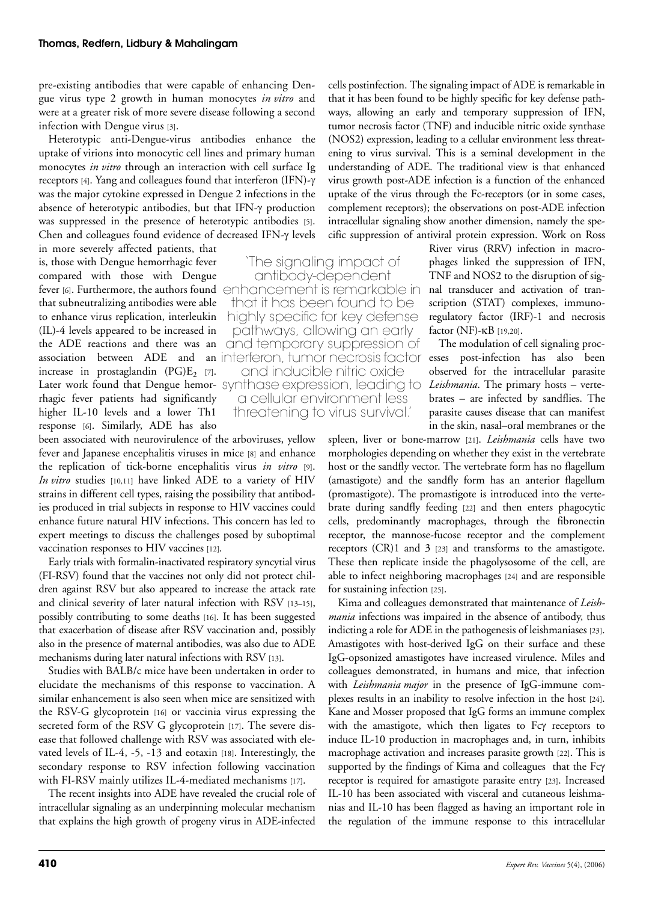pre-existing antibodies that were capable of enhancing Dengue virus type 2 growth in human monocytes *in vitro* and were at a greater risk of more severe disease following a second infection with Dengue virus [3].

Heterotypic anti-Dengue-virus antibodies enhance the uptake of virions into monocytic cell lines and primary human monocytes *in vitro* through an interaction with cell surface Ig receptors [4]. Yang and colleagues found that interferon (IFN)-γ was the major cytokine expressed in Dengue 2 infections in the absence of heterotypic antibodies, but that IFN-γ production was suppressed in the presence of heterotypic antibodies [5]. Chen and colleagues found evidence of decreased IFN-γ levels in more severely affected patients, that is, those with Dengue hemorrhagic fever compared with those with Dengue fever [6]. Furthermore, the authors found that subneutralizing antibodies were able to enhance virus replication, interleukin (IL)-4 levels appeared to be increased in the ADE reactions and there was an association between ADE and an increase in prostaglandin $(PG)E_2$ [7]. Later work found that Dengue hemorrhagic fever patients had significantly higher IL-10 levels and a lower Th1 response [6]. Similarly, ADE has also been associated with neurovirulence of the arboviruses, yellow fever and Japanese encephalitis viruses in mice [8] and enhance the replication of tick-borne encephalitis virus *in vitro* [9]. *In vitro* studies [10,11] have linked ADE to a variety of HIV strains in different cell types, raising the possibility that antibodies produced in trial subjects in response to HIV vaccines could enhance future natural HIV infections. This concern has led to expert meetings to discuss the challenges posed by suboptimal vaccination responses to HIV vaccines [12].

Early trials with formalin-inactivated respiratory syncytial virus (FI-RSV) found that the vaccines not only did not protect children against RSV but also appeared to increase the attack rate and clinical severity of later natural infection with RSV [13–15], possibly contributing to some deaths [16]. It has been suggested that exacerbation of disease after RSV vaccination and, possibly also in the presence of maternal antibodies, was also due to ADE mechanisms during later natural infections with RSV [13].

Studies with BALB/c mice have been undertaken in order to elucidate the mechanisms of this response to vaccination. A similar enhancement is also seen when mice are sensitized with the RSV-G glycoprotein [16] or vaccinia virus expressing the secreted form of the RSV G glycoprotein [17]. The severe disease that followed challenge with RSV was associated with elevated levels of IL-4, -5, -13 and eotaxin [18]. Interestingly, the secondary response to RSV infection following vaccination with FI-RSV mainly utilizes IL-4-mediated mechanisms [17].

The recent insights into ADE have revealed the crucial role of intracellular signaling as an underpinning molecular mechanism that explains the high growth of progeny virus in ADE-infected cells postinfection. The signaling impact of ADE is remarkable in that it has been found to be highly specific for key defense pathways, allowing an early and temporary suppression of IFN, tumor necrosis factor (TNF) and inducible nitric oxide synthase (NOS2) expression, leading to a cellular environment less threatening to virus survival. This is a seminal development in the understanding of ADE. The traditional view is that enhanced virus growth post-ADE infection is a function of the enhanced uptake of the virus through the Fc-receptors (or in some cases, complement receptors); the observations on post-ADE infection intracellular signaling show another dimension, namely the specific suppression of antiviral protein expression. Work on Ross River virus (RRV) infection in macrophages linked the suppression of IFN, TNF and NOS2 to the disruption of signal transducer and activation of transcription (STAT) complexes, immunoregulatory factor (IRF)-1 and necrosis factor (NF)-κB [19,20].

> 'The signaling impact of antibody-dependent enhancement is remarkable in that it has been found to be highly specific for key defense pathways, allowing an early and temporary suppression of interferon, tumor necrosis factor and inducible nitric oxide synthase expression, leading to a cellular environment less threatening to virus survival.'

The modulation of cell signaling processes post-infection has also been observed for the intracellular parasite *Leishmania*. The primary hosts – vertebrates – are infected by sandflies. The parasite causes disease that can manifest in the skin, nasal–oral membranes or the spleen, liver or bone-marrow [21]. *Leishmania* cells have two morphologies depending on whether they exist in the vertebrate host or the sandfly vector. The vertebrate form has no flagellum (amastigote) and the sandfly form has an anterior flagellum (promastigote). The promastigote is introduced into the vertebrate during sandfly feeding [22] and then enters phagocytic cells, predominantly macrophages, through the fibronectin receptor, the mannose-fucose receptor and the complement receptors (CR)1 and 3 [23] and transforms to the amastigote. These then replicate inside the phagolysosome of the cell, are able to infect neighboring macrophages [24] and are responsible for sustaining infection [25].

Kima and colleagues demonstrated that maintenance of *Leishmania* infections was impaired in the absence of antibody, thus indicting a role for ADE in the pathogenesis of leishmaniases [23]. Amastigotes with host-derived IgG on their surface and these IgG-opsonized amastigotes have increased virulence. Miles and colleagues demonstrated, in humans and mice, that infection with *Leishmania major* in the presence of IgG-immune complexes results in an inability to resolve infection in the host [24]. Kane and Mosser proposed that IgG forms an immune complex with the amastigote, which then ligates to Fcγ receptors to induce IL-10 production in macrophages and, in turn, inhibits macrophage activation and increases parasite growth [22]. This is supported by the findings of Kima and colleagues that the Fcγ receptor is required for amastigote parasite entry [23]. Increased IL-10 has been associated with visceral and cutaneous leishmanias and IL-10 has been flagged as having an important role in the regulation of the immune response to this intracellular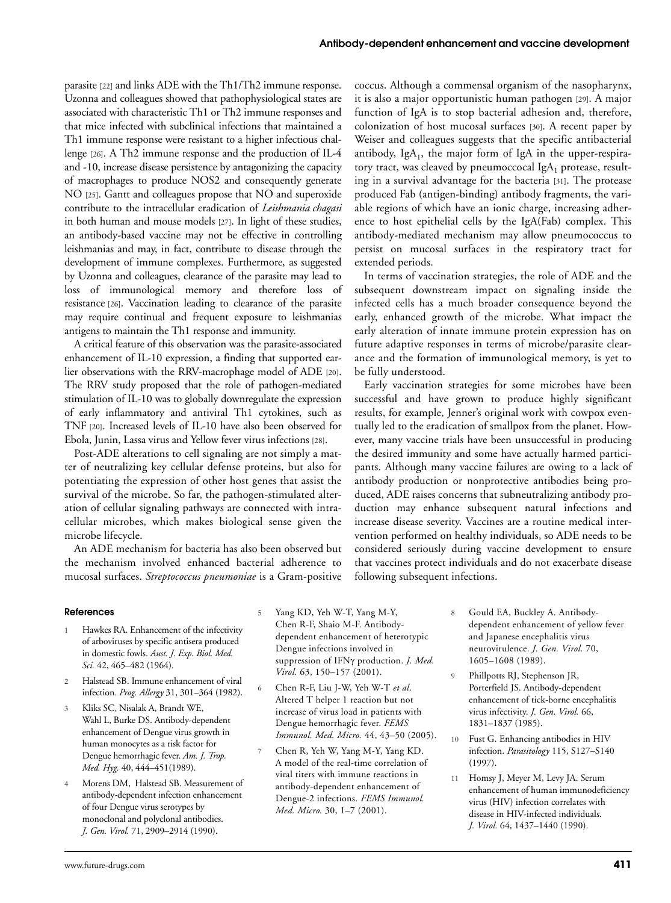parasite [22] and links ADE with the Th1/Th2 immune response. Uzonna and colleagues showed that pathophysiological states are associated with characteristic Th1 or Th2 immune responses and that mice infected with subclinical infections that maintained a Th1 immune response were resistant to a higher infectious challenge [26]. A Th2 immune response and the production of IL-4 and -10, increase disease persistence by antagonizing the capacity of macrophages to produce NOS2 and consequently generate NO [25]. Gantt and colleagues propose that NO and superoxide contribute to the intracellular eradication of *Leishmania chagasi* in both human and mouse models [27]. In light of these studies, an antibody-based vaccine may not be effective in controlling leishmanias and may, in fact, contribute to disease through the development of immune complexes. Furthermore, as suggested by Uzonna and colleagues, clearance of the parasite may lead to loss of immunological memory and therefore loss of resistance [26]. Vaccination leading to clearance of the parasite may require continual and frequent exposure to leishmanias antigens to maintain the Th1 response and immunity.

A critical feature of this observation was the parasite-associated enhancement of IL-10 expression, a finding that supported earlier observations with the RRV-macrophage model of ADE [20]. The RRV study proposed that the role of pathogen-mediated stimulation of IL-10 was to globally downregulate the expression of early inflammatory and antiviral Th1 cytokines, such as TNF [20]. Increased levels of IL-10 have also been observed for Ebola, Junin, Lassa virus and Yellow fever virus infections [28].

Post-ADE alterations to cell signaling are not simply a matter of neutralizing key cellular defense proteins, but also for potentiating the expression of other host genes that assist the survival of the microbe. So far, the pathogen-stimulated alteration of cellular signaling pathways are connected with intracellular microbes, which makes biological sense given the microbe lifecycle.

An ADE mechanism for bacteria has also been observed but the mechanism involved enhanced bacterial adherence to mucosal surfaces. *Streptococcus pneumoniae* is a Gram-positive coccus. Although a commensal organism of the nasopharynx, it is also a major opportunistic human pathogen [29]. A major function of IgA is to stop bacterial adhesion and, therefore, colonization of host mucosal surfaces [30]. A recent paper by Weiser and colleagues suggests that the specific antibacterial antibody, $IgA_1$, the major form of IgA in the upper-respiratory tract, was cleaved by pneumococcal $IgA_1$ protease, resulting in a survival advantage for the bacteria [31]. The protease produced Fab (antigen-binding) antibody fragments, the variable regions of which have an ionic charge, increasing adherence to host epithelial cells by the IgA(Fab) complex. This antibody-mediated mechanism may allow pneumococcus to persist on mucosal surfaces in the respiratory tract for extended periods.

In terms of vaccination strategies, the role of ADE and the subsequent downstream impact on signaling inside the infected cells has a much broader consequence beyond the early, enhanced growth of the microbe. What impact the early alteration of innate immune protein expression has on future adaptive responses in terms of microbe/parasite clearance and the formation of immunological memory, is yet to be fully understood.

Early vaccination strategies for some microbes have been successful and have grown to produce highly significant results, for example, Jenner's original work with cowpox eventually led to the eradication of smallpox from the planet. However, many vaccine trials have been unsuccessful in producing the desired immunity and some have actually harmed participants. Although many vaccine failures are owing to a lack of antibody production or nonprotective antibodies being produced, ADE raises concerns that subneutralizing antibody production may enhance subsequent natural infections and increase disease severity. Vaccines are a routine medical intervention performed on healthy individuals, so ADE needs to be considered seriously during vaccine development to ensure that vaccines protect individuals and do not exacerbate disease following subsequent infections.

#### References

1. Hawkes RA. Enhancement of the infectivity of arboviruses by specific antisera produced in domestic fowls. *Aust. J. Exp. Biol. Med. Sci.* 42, 465–482 (1964).
2. Halstead SB. Immune enhancement of viral infection. *Prog. Allergy* 31, 301–364 (1982).
3. Kliks SC, Nisalak A, Brandt WE, Wahl L, Burke DS. Antibody-dependent enhancement of Dengue virus growth in human monocytes as a risk factor for Dengue hemorrhagic fever. *Am. J. Trop. Med. Hyg.* 40, 444–451(1989).
4. Morens DM, Halstead SB. Measurement of antibody-dependent infection enhancement of four Dengue virus serotypes by monoclonal and polyclonal antibodies. *J. Gen. Virol.* 71, 2909–2914 (1990).
5. Yang KD, Yeh W-T, Yang M-Y, Chen R-F, Shaio M-F. Antibody-dependent enhancement of heterotypic Dengue infections involved in suppression of IFNγ production. *J. Med. Virol.* 63, 150–157 (2001).
6. Chen R-F, Liu J-W, Yeh W-T *et al*. Altered T helper 1 reaction but not increase of virus load in patients with Dengue hemorrhagic fever. *FEMS Immunol. Med. Micro.* 44, 43–50 (2005).
7. Chen R, Yeh W, Yang M-Y, Yang KD. A model of the real-time correlation of viral titers with immune reactions in antibody-dependent enhancement of Dengue-2 infections. *FEMS Immunol. Med. Micro.* 30, 1–7 (2001).
8. Gould EA, Buckley A. Antibody-dependent enhancement of yellow fever and Japanese encephalitis virus neurovirulence. *J. Gen. Virol.* 70, 1605–1608 (1989).
9. Phillpotts RJ, Stephenson JR, Porterfield JS. Antibody-dependent enhancement of tick-borne encephalitis virus infectivity. *J. Gen. Virol.* 66, 1831–1837 (1985).
10. Fust G. Enhancing antibodies in HIV infection. *Parasitology* 115, S127–S140 (1997).
11. Homsy J, Meyer M, Levy JA. Serum enhancement of human immunodeficiency virus (HIV) infection correlates with disease in HIV-infected individuals. *J. Virol.* 64, 1437–1440 (1990).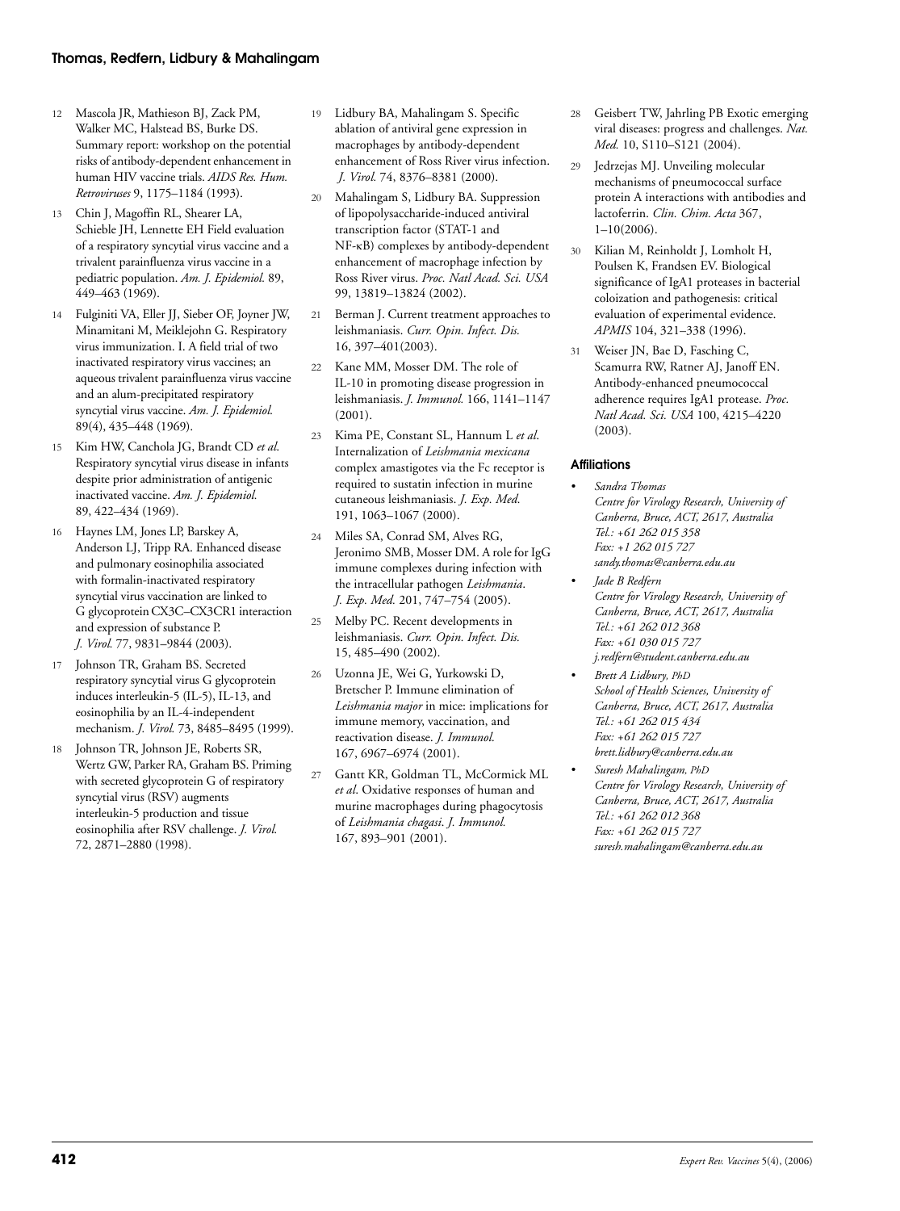12. Mascola JR, Mathieson BJ, Zack PM, Walker MC, Halstead BS, Burke DS. Summary report: workshop on the potential risks of antibody-dependent enhancement in human HIV vaccine trials. *AIDS Res. Hum. Retroviruses* 9, 1175–1184 (1993).
13. Chin J, Magoffin RL, Shearer LA, Schieble JH, Lennette EH Field evaluation of a respiratory syncytial virus vaccine and a trivalent parainfluenza virus vaccine in a pediatric population. *Am. J. Epidemiol.* 89, 449–463 (1969).
14. Fulginiti VA, Eller JJ, Sieber OF, Joyner JW, Minamitani M, Meiklejohn G. Respiratory virus immunization. I. A field trial of two inactivated respiratory virus vaccines; an aqueous trivalent parainfluenza virus vaccine and an alum-precipitated respiratory syncytial virus vaccine. *Am. J. Epidemiol.* 89(4), 435–448 (1969).
15. Kim HW, Canchola JG, Brandt CD *et al*. Respiratory syncytial virus disease in infants despite prior administration of antigenic inactivated vaccine. *Am. J. Epidemiol.* 89, 422–434 (1969).
16. Haynes LM, Jones LP, Barskey A, Anderson LJ, Tripp RA. Enhanced disease and pulmonary eosinophilia associated with formalin-inactivated respiratory syncytial virus vaccination are linked to G glycoprotein CX3C–CX3CR1 interaction and expression of substance P. *J. Virol.* 77, 9831–9844 (2003).
17. Johnson TR, Graham BS. Secreted respiratory syncytial virus G glycoprotein induces interleukin-5 (IL-5), IL-13, and eosinophilia by an IL-4-independent mechanism. *J. Virol.* 73, 8485–8495 (1999).
18. Johnson TR, Johnson JE, Roberts SR, Wertz GW, Parker RA, Graham BS. Priming with secreted glycoprotein G of respiratory syncytial virus (RSV) augments interleukin-5 production and tissue eosinophilia after RSV challenge. *J. Virol.* 72, 2871–2880 (1998).
19. Lidbury BA, Mahalingam S. Specific ablation of antiviral gene expression in macrophages by antibody-dependent enhancement of Ross River virus infection. *J. Virol.* 74, 8376–8381 (2000).
20. Mahalingam S, Lidbury BA. Suppression of lipopolysaccharide-induced antiviral transcription factor (STAT-1 and NF-κB) complexes by antibody-dependent enhancement of macrophage infection by Ross River virus. *Proc. Natl Acad. Sci. USA* 99, 13819–13824 (2002).
21. Berman J. Current treatment approaches to leishmaniasis. *Curr. Opin. Infect. Dis.* 16, 397–401(2003).
22. Kane MM, Mosser DM. The role of IL-10 in promoting disease progression in leishmaniasis. *J. Immunol.* 166, 1141–1147 (2001).
23. Kima PE, Constant SL, Hannum L *et al*. Internalization of *Leishmania mexicana* complex amastigotes via the Fc receptor is required to sustain infection in murine cutaneous leishmaniasis. *J. Exp. Med.* 191, 1063–1067 (2000).
24. Miles SA, Conrad SM, Alves RG, Jeronimo SMB, Mosser DM. A role for IgG immune complexes during infection with the intracellular pathogen *Leishmania*. *J. Exp. Med.* 201, 747–754 (2005).
25. Melby PC. Recent developments in leishmaniasis. *Curr. Opin. Infect. Dis.* 15, 485–490 (2002).
26. Uzonna JE, Wei G, Yurkowski D, Bretscher P. Immune elimination of *Leishmania major* in mice: implications for immune memory, vaccination, and reactivation disease. *J. Immunol.* 167, 6967–6974 (2001).
27. Gantt KR, Goldman TL, McCormick ML *et al*. Oxidative responses of human and murine macrophages during phagocytosis of *Leishmania chagasi*. *J. Immunol.* 167, 893–901 (2001).
28. Geisbert TW, Jahrling PB Exotic emerging viral diseases: progress and challenges. *Nat. Med.* 10, S110–S121 (2004).
29. Jedrzejas MJ. Unveiling molecular mechanisms of pneumococcal surface protein A interactions with antibodies and lactoferrin. *Clin. Chim. Acta* 367, 1–10(2006).
30. Kilian M, Reinholdt J, Lomholt H, Poulsen K, Frandsen EV. Biological significance of IgA1 proteases in bacterial coloization and pathogenesis: critical evaluation of experimental evidence. *APMIS* 104, 321–338 (1996).
31. Weiser JN, Bae D, Fasching C, Scamurra RW, Ratner AJ, Janoff EN. Antibody-enhanced pneumococcal adherence requires IgA1 protease. *Proc. Natl Acad. Sci. USA* 100, 4215–4220 (2003).

## Affiliations

- *Sandra Thomas*
  *Centre for Virology Research, University of Canberra, Bruce, ACT, 2617, Australia*
  *Tel.: +61 262 015 358*
  *Fax: +1 262 015 727*
  *sandy.thomas@canberra.edu.au*
- *Jade B Redfern*
  *Centre for Virology Research, University of Canberra, Bruce, ACT, 2617, Australia*
  *Tel.: +61 262 012 368*
  *Fax: +61 030 015 727*
  *j.redfern@student.canberra.edu.au*
- *Brett A Lidbury, PhD*
  *School of Health Sciences, University of Canberra, Bruce, ACT, 2617, Australia*
  *Tel.: +61 262 015 434*
  *Fax: +61 262 015 727*
  *brett.lidbury@canberra.edu.au*
- *Suresh Mahalingam, PhD*
  *Centre for Virology Research, University of Canberra, Bruce, ACT, 2617, Australia*
  *Tel.: +61 262 012 368*
  *Fax: +61 262 015 727*
  *suresh.mahalingam@canberra.edu.au*